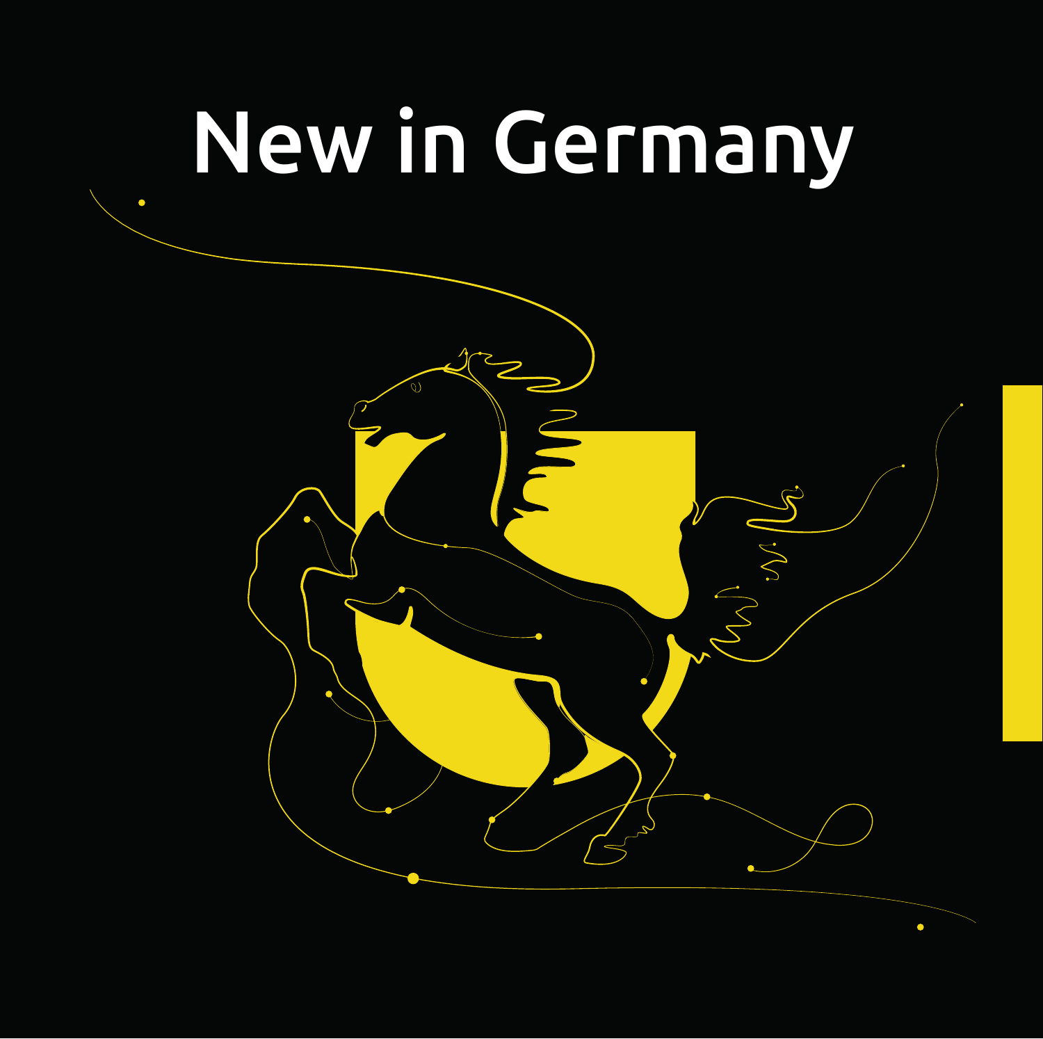# New in Germany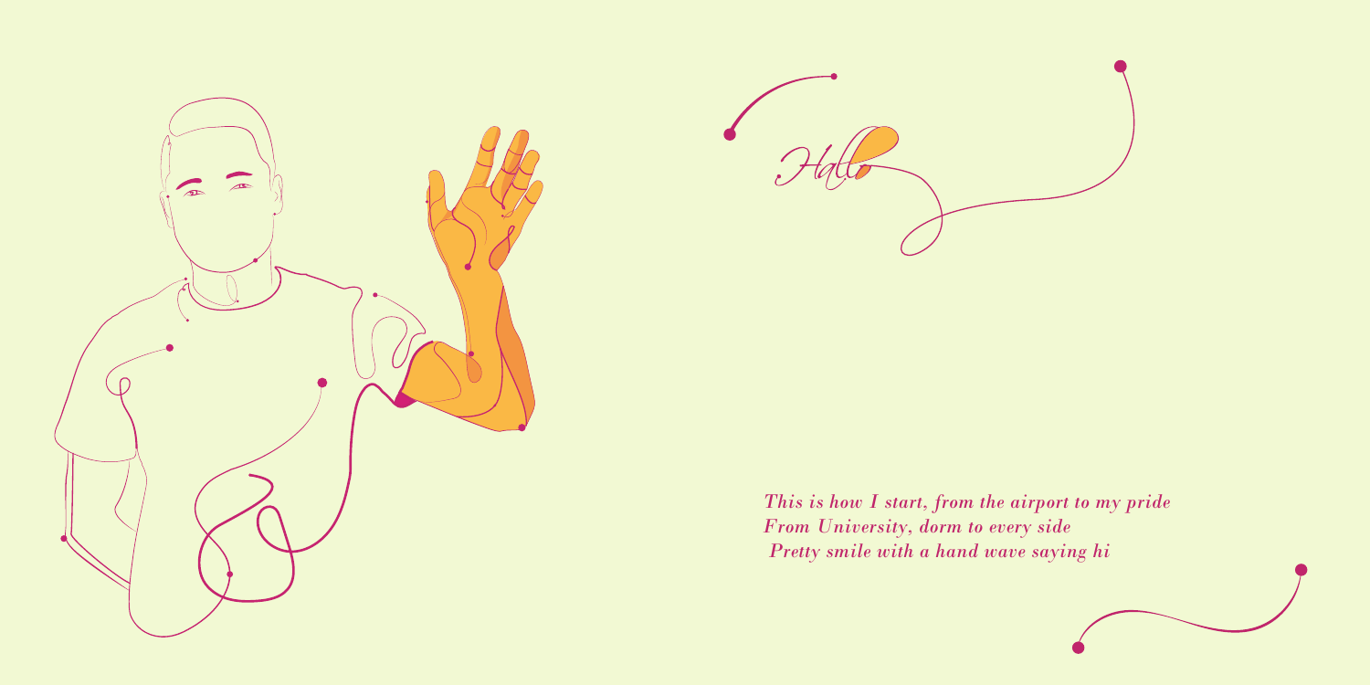*Hallo*

*This is how I start, from the airport to my pride*
*From University, dorm to every side*
*Pretty smile with a hand wave saying hi*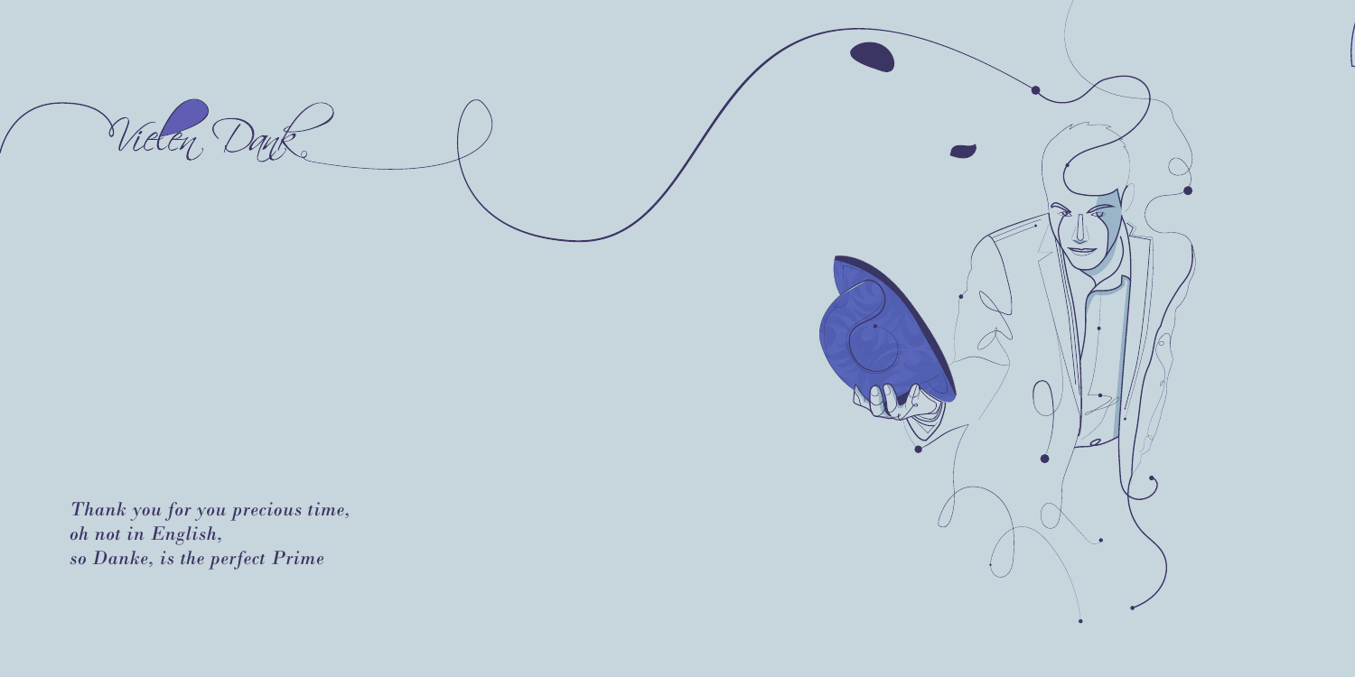Vielen Dank

*Thank you for you precious time,*
*oh not in English,*
*so Danke, is the perfect Prime*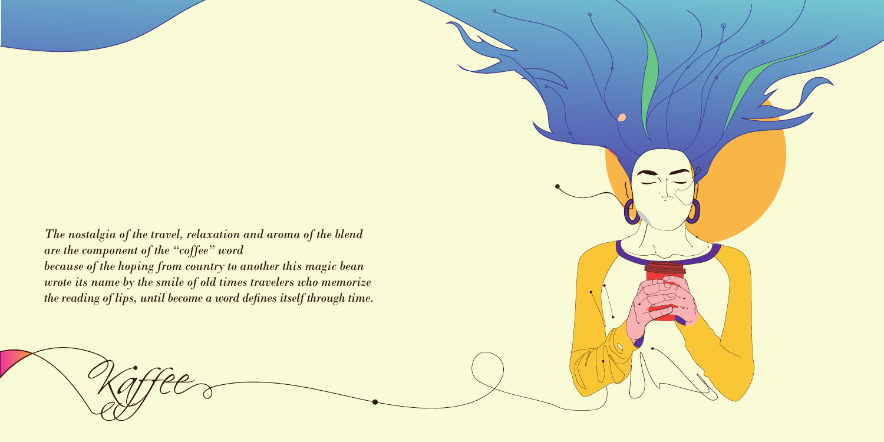*The nostalgia of the travel, relaxation and aroma of the blend are the component of the "coffee" word because of the hoping from country to another this magic bean wrote its name by the smile of old times travelers who memorize the reading of lips, until become a word defines itself through time.*

*Kaffee*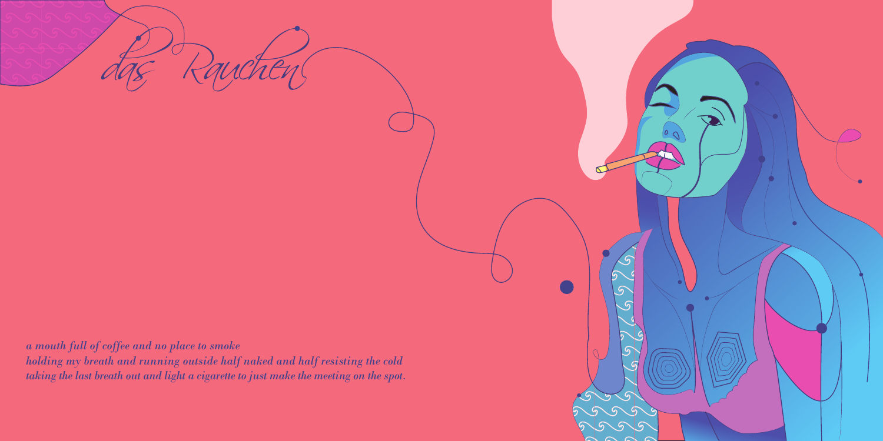# das Rauchen

*a mouth full of coffee and no place to smoke*
*holding my breath and running outside half naked and half resisting the cold*
*taking the last breath out and light a cigarette to just make the meeting on the spot.*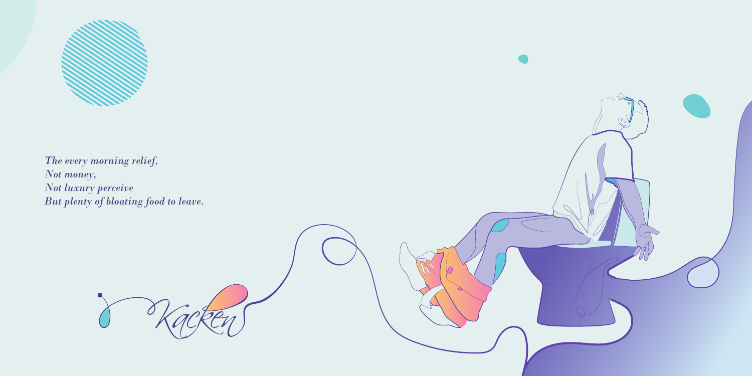*The every morning relief,*
*Not money,*
*Not luxury perceive*
*But plenty of bloating food to leave.*

Kacken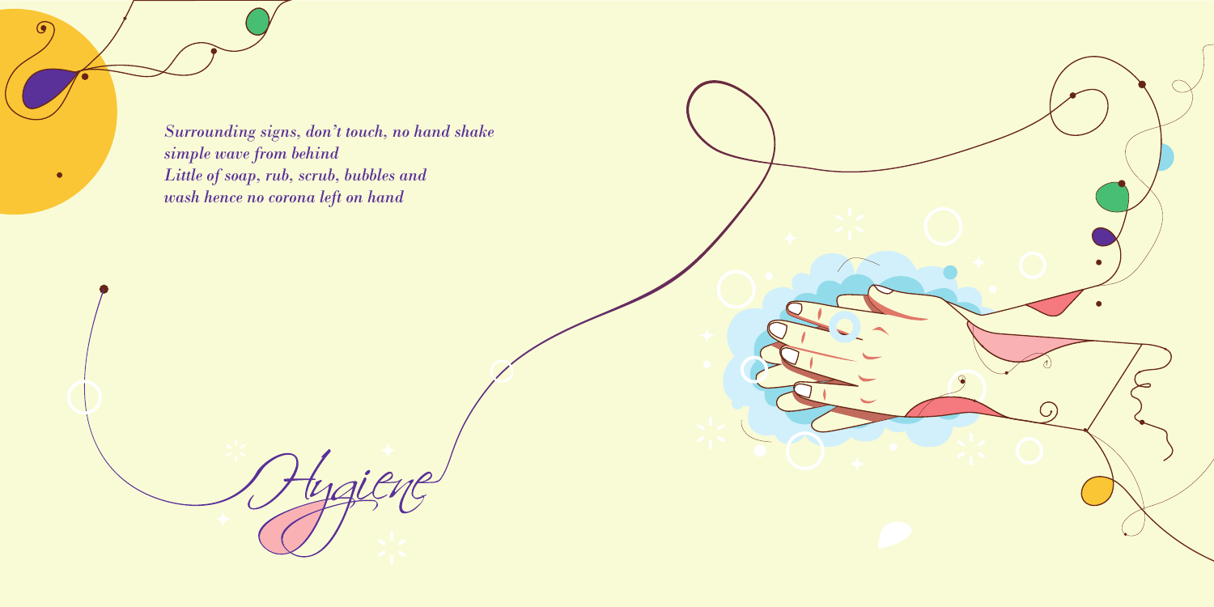*Surrounding signs, don't touch, no hand shake*
*simple wave from behind*
*Little of soap, rub, scrub, bubbles and*
*wash hence no corona left on hand*

# Hygiene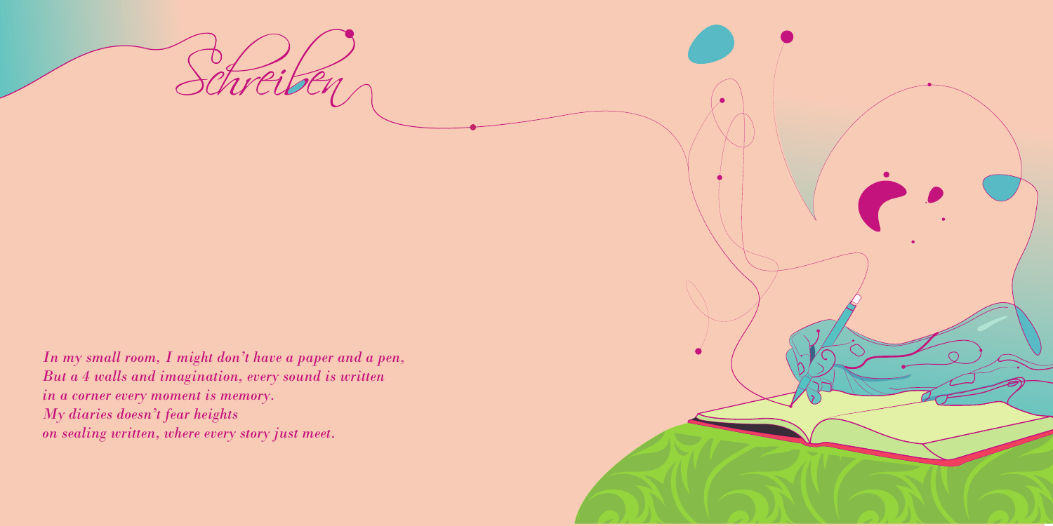# Schreiben

*In my small room, I might don't have a paper and a pen,*
*But a 4 walls and imagination, every sound is written*
*in a corner every moment is memory.*
*My diaries doesn't fear heights*
*on sealing written, where every story just meet.*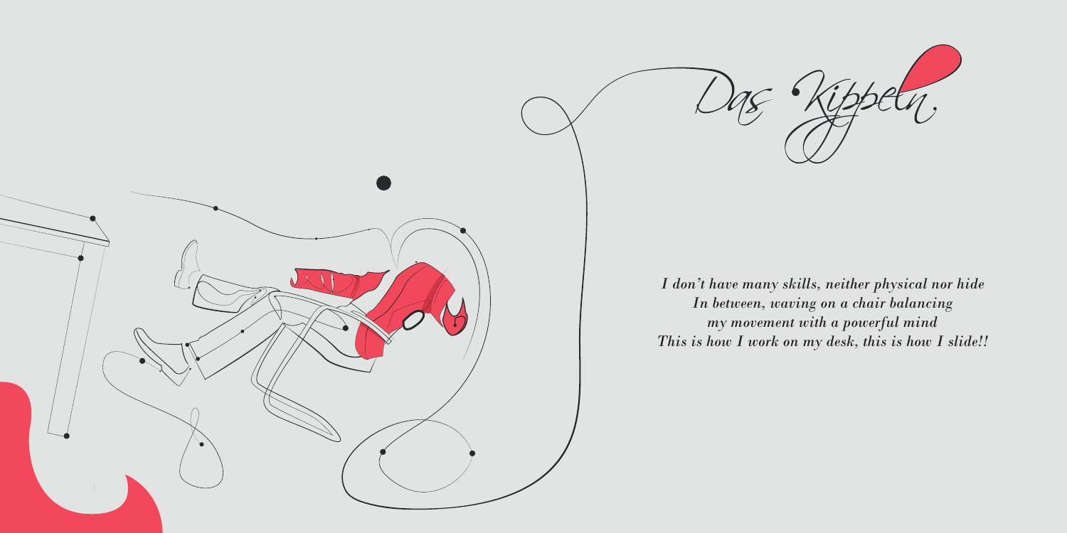# Das Kippeln.

*I don't have many skills, neither physical nor hide*
*In between, waving on a chair balancing*
*my movement with a powerful mind*
*This is how I work on my desk, this is how I slide!!*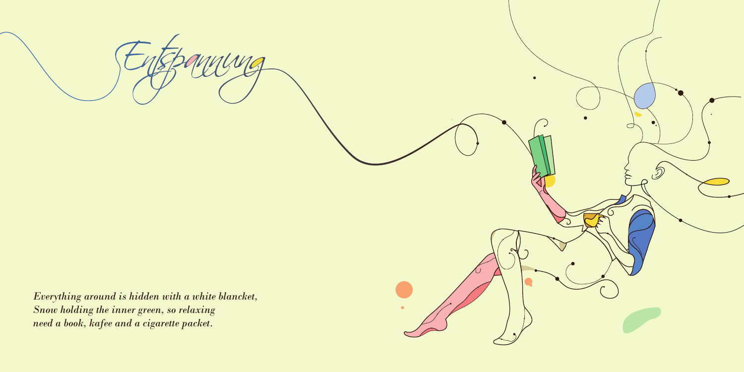# Entspannung

*Everything around is hidden with a white blancket,*
*Snow holding the inner green, so relaxing*
*need a book, kafee and a cigarette packet.*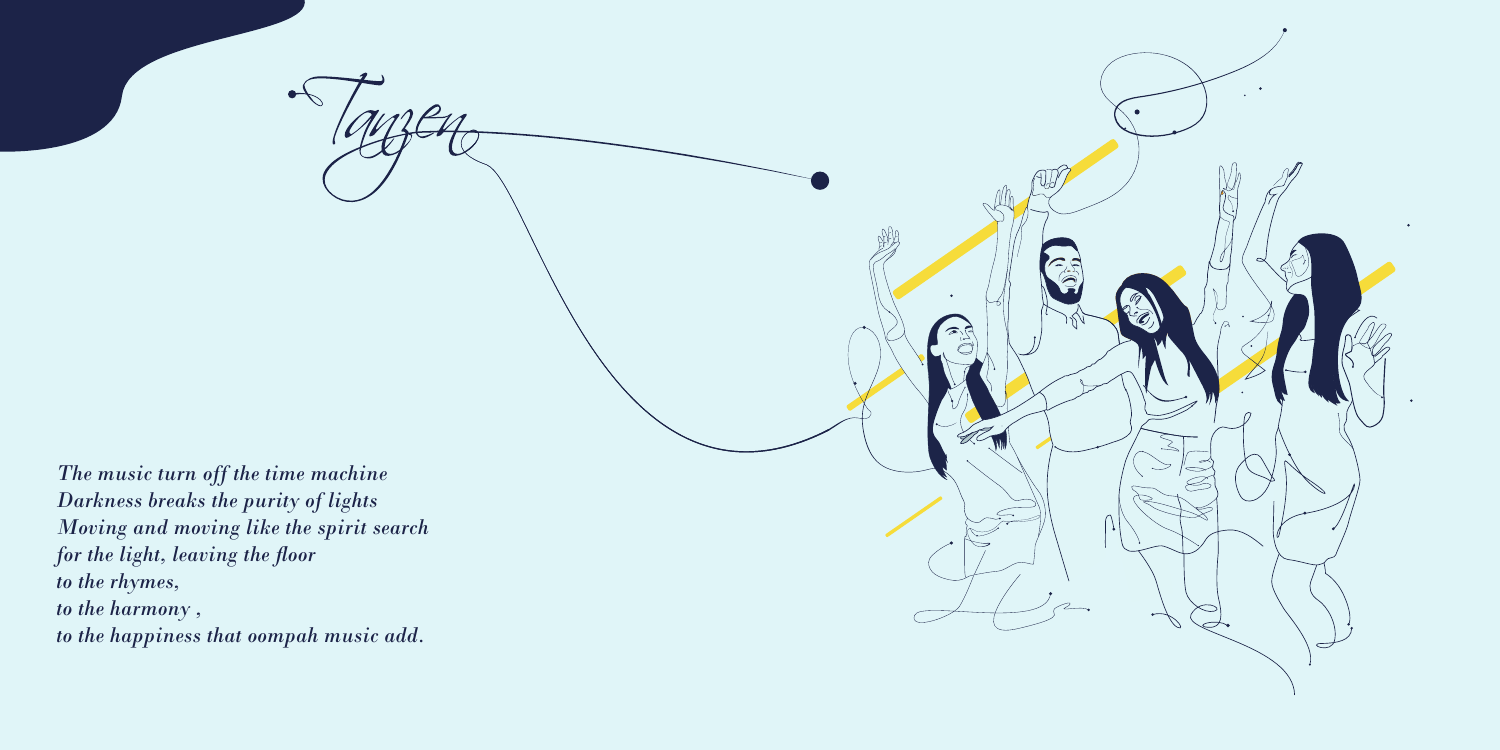# Tanzen

*The music turn off the time machine*
*Darkness breaks the purity of lights*
*Moving and moving like the spirit search*
*for the light, leaving the floor*
*to the rhymes,*
*to the harmony ,*
*to the happiness that oompah music add.*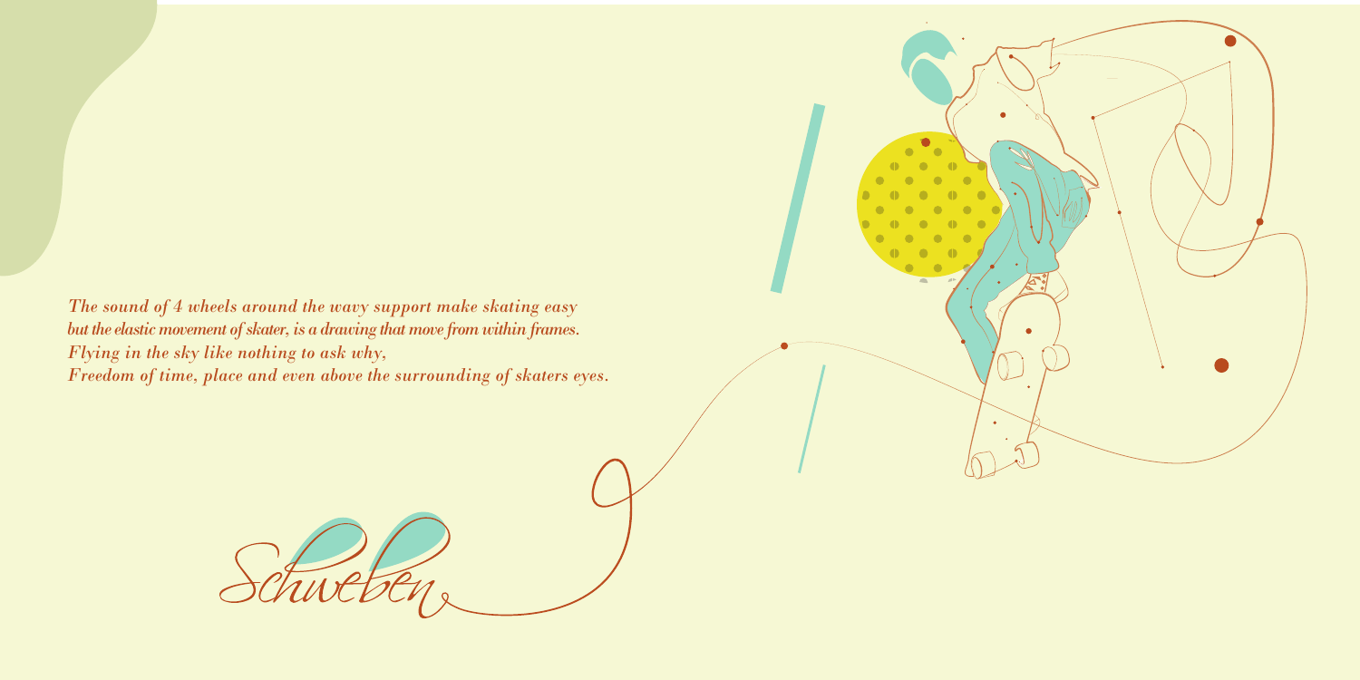*The sound of 4 wheels around the wavy support make skating easy*
*but the elastic movement of skater, is a drawing that move from within frames.*
*Flying in the sky like nothing to ask why,*
*Freedom of time, place and even above the surrounding of skaters eyes.*

Schweben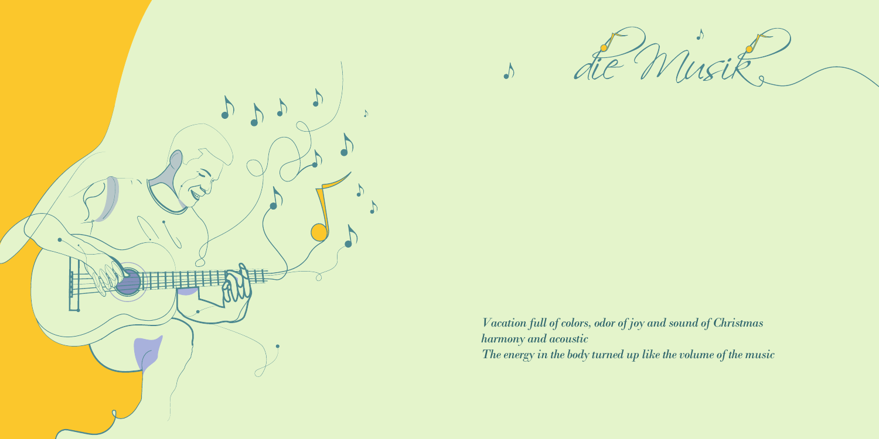# die Musik

*Vacation full of colors, odor of joy and sound of Christmas*
*harmony and acoustic*
*The energy in the body turned up like the volume of the music*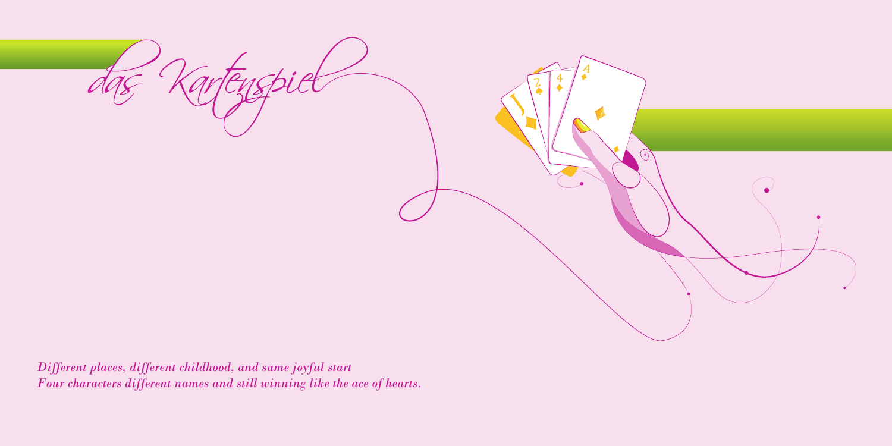# das Kartenspiel

*Different places, different childhood, and same joyful start*
*Four characters different names and still winning like the ace of hearts.*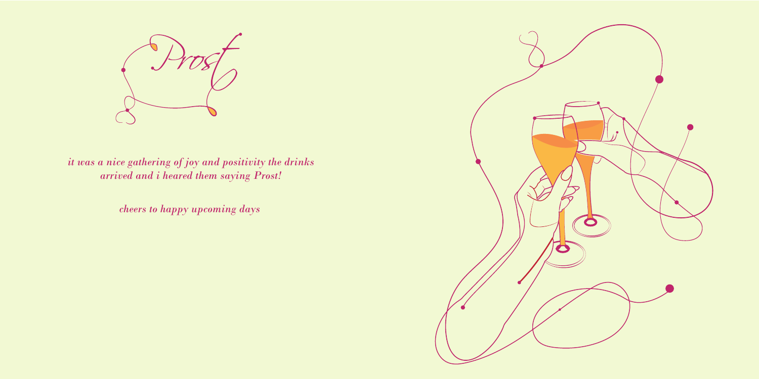# Prost

*it was a nice gathering of joy and positivity the drinks arrived and i heared them saying Prost!*

*cheers to happy upcoming days*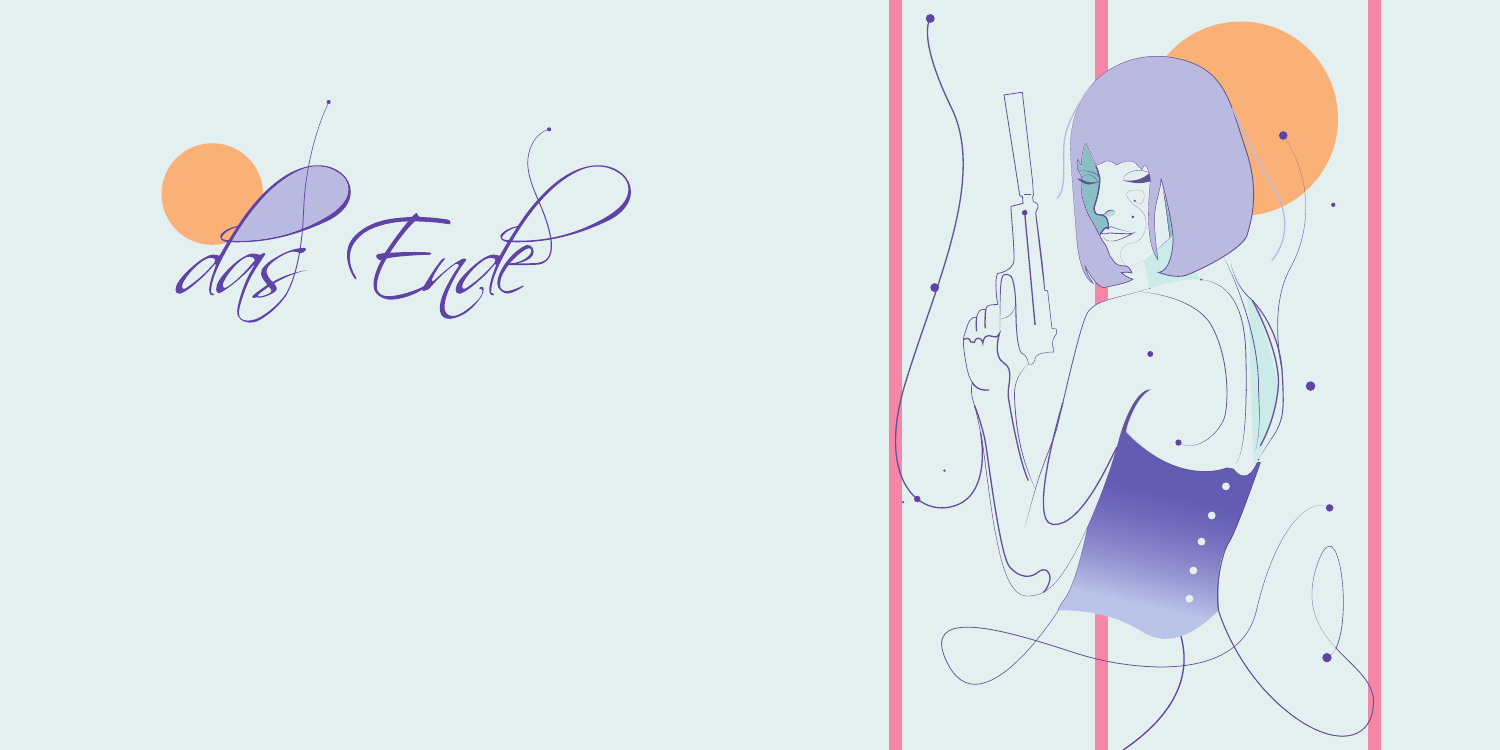# das Ende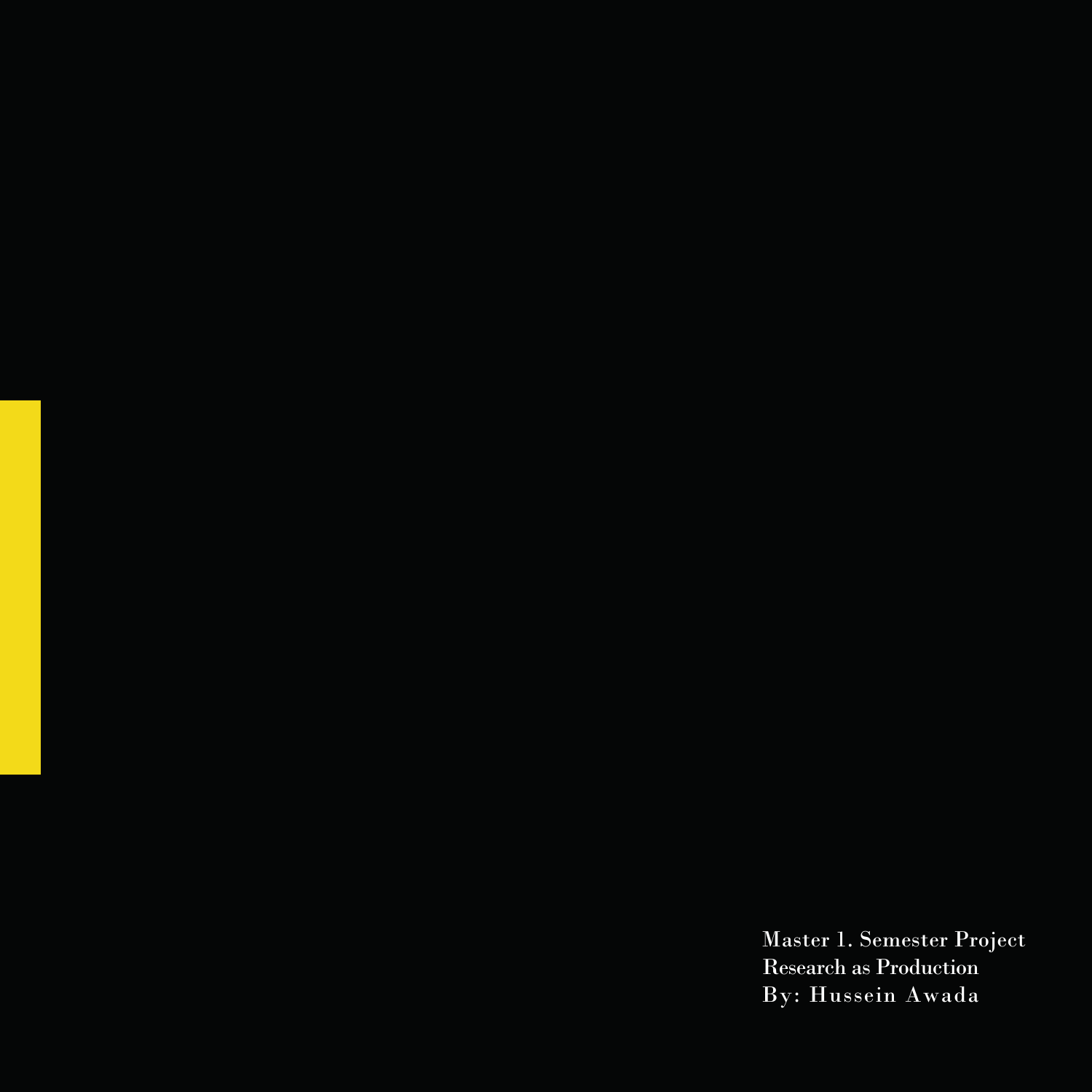Master 1. Semester Project
Research as Production
By: Hussein Awada